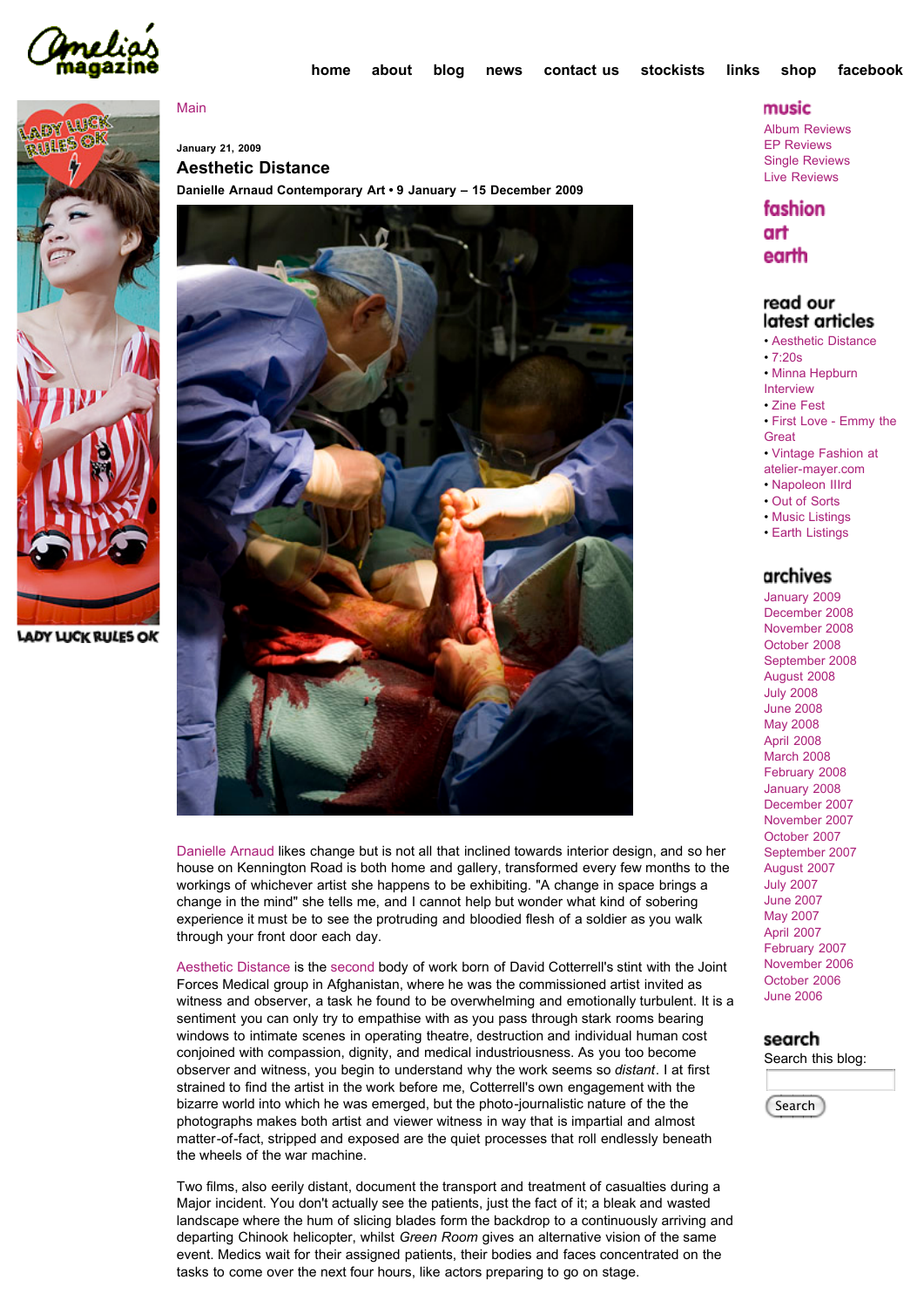Amelia's magazine

home about blog news contact us stockists links shop facebook

LADY LUCK RULES OK

Main

January 21, 2009

## Aesthetic Distance

**Danielle Arnaud Contemporary Art • 9 January – 15 December 2009**

Danielle Arnaud likes change but is not all that inclined towards interior design, and so her house on Kennington Road is both home and gallery, transformed every few months to the workings of whichever artist she happens to be exhibiting. "A change in space brings a change in the mind" she tells me, and I cannot help but wonder what kind of sobering experience it must be to see the protruding and bloodied flesh of a soldier as you walk through your front door each day.

Aesthetic Distance is the second body of work born of David Cotterrell's stint with the Joint Forces Medical group in Afghanistan, where he was the commissioned artist invited as witness and observer, a task he found to be overwhelming and emotionally turbulent. It is a sentiment you can only try to empathise with as you pass through stark rooms bearing windows to intimate scenes in operating theatre, destruction and individual human cost conjoined with compassion, dignity, and medical industriousness. As you too become observer and witness, you begin to understand why the work seems so *distant*. I at first strained to find the artist in the work before me, Cotterrell's own engagement with the bizarre world into which he was emerged, but the photo-journalistic nature of the the photographs makes both artist and viewer witness in way that is impartial and almost matter-of-fact, stripped and exposed are the quiet processes that roll endlessly beneath the wheels of the war machine.

Two films, also eerily distant, document the transport and treatment of casualties during a Major incident. You don't actually see the patients, just the fact of it; a bleak and wasted landscape where the hum of slicing blades form the backdrop to a continuously arriving and departing Chinook helicopter, whilst *Green Room* gives an alternative vision of the same event. Medics wait for their assigned patients, their bodies and faces concentrated on the tasks to come over the next four hours, like actors preparing to go on stage.

### music

Album Reviews
EP Reviews
Single Reviews
Live Reviews

### fashion

### art

### earth

### read our latest articles

- Aesthetic Distance
- 7:20s
- Minna Hepburn Interview
- Zine Fest
- First Love - Emmy the Great
- Vintage Fashion at atelier-mayer.com
- Napoleon IIIrd
- Out of Sorts
- Music Listings
- Earth Listings

### archives

January 2009
December 2008
November 2008
October 2008
September 2008
August 2008
July 2008
June 2008
May 2008
April 2008
March 2008
February 2008
January 2008
December 2007
November 2007
October 2007
September 2007
August 2007
July 2007
June 2007
May 2007
April 2007
February 2007
November 2006
October 2006
June 2006

### search

Search this blog:

Search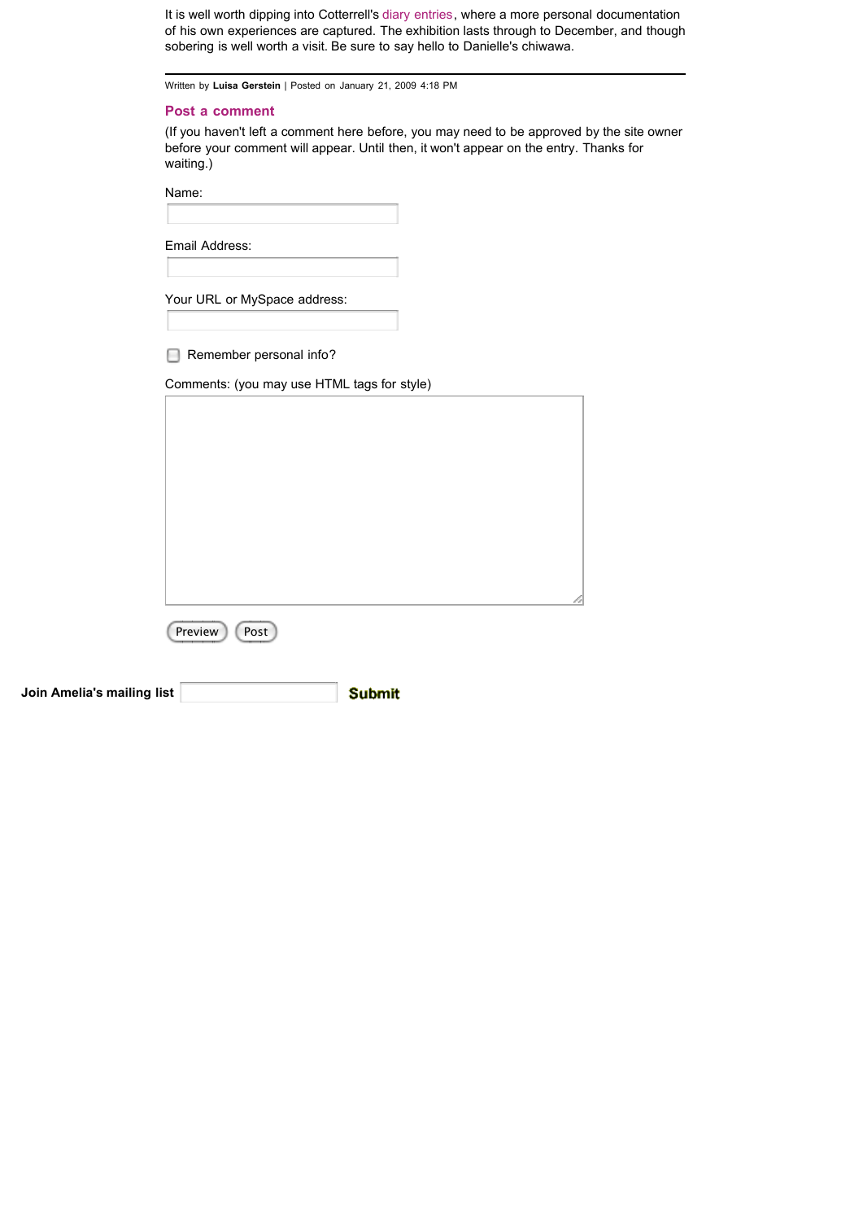It is well worth dipping into Cotterrell's diary entries, where a more personal documentation of his own experiences are captured. The exhibition lasts through to December, and though sobering is well worth a visit. Be sure to say hello to Danielle's chiwawa.

---

Written by **Luisa Gerstein** | Posted on January 21, 2009 4:18 PM

### Post a comment

(If you haven't left a comment here before, you may need to be approved by the site owner before your comment will appear. Until then, it won't appear on the entry. Thanks for waiting.)

Name:

Email Address:

Your URL or MySpace address:

Remember personal info?

Comments: (you may use HTML tags for style)

Preview Post

**Join Amelia's mailing list** **Submit**